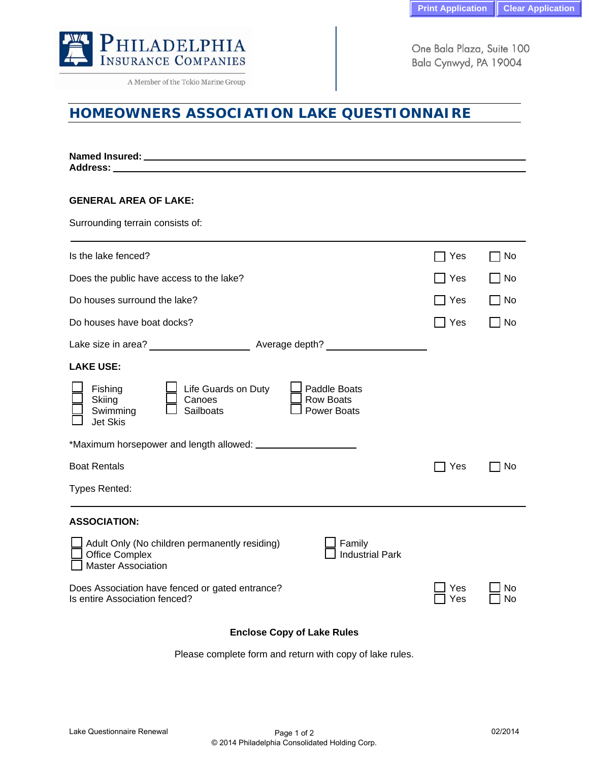Print Application | Clear Application

**PHILADELPHIA INSURANCE COMPANIES**
A Member of the Tokio Marine Group

One Bala Plaza, Suite 100
Bala Cynwyd, PA 19004

# HOMEOWNERS ASSOCIATION LAKE QUESTIONNAIRE

**Named Insured:** ______________________________

**Address:** ______________________________

**GENERAL AREA OF LAKE:**

Surrounding terrain consists of:

______________________________

Is the lake fenced? ☐ Yes ☐ No

Does the public have access to the lake? ☐ Yes ☐ No

Do houses surround the lake? ☐ Yes ☐ No

Do houses have boat docks? ☐ Yes ☐ No

Lake size in area? ____________ Average depth? ____________

**LAKE USE:**

☐ Fishing
☐ Skiing
☐ Swimming
☐ Jet Skis
☐ Life Guards on Duty
☐ Canoes
☐ Sailboats
☐ Paddle Boats
☐ Row Boats
☐ Power Boats

*Maximum horsepower and length allowed: ____________

Boat Rentals ☐ Yes ☐ No

Types Rented:

______________________________

**ASSOCIATION:**

☐ Adult Only (No children permanently residing)
☐ Office Complex
☐ Master Association
☐ Family
☐ Industrial Park

Does Association have fenced or gated entrance? ☐ Yes ☐ No

Is entire Association fenced? ☐ Yes ☐ No

**Enclose Copy of Lake Rules**

Please complete form and return with copy of lake rules.

Lake Questionnaire Renewal | © 2014 Philadelphia Consolidated Holding Corp. | 02/2014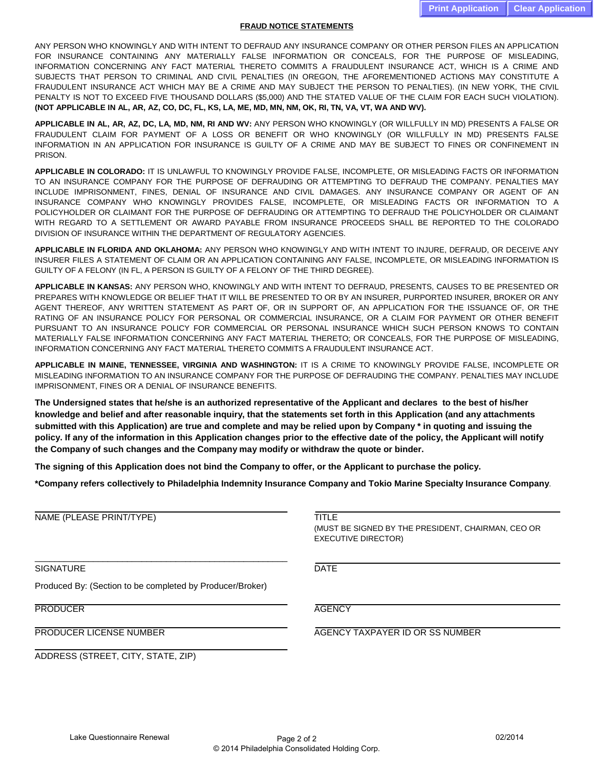## FRAUD NOTICE STATEMENTS

ANY PERSON WHO KNOWINGLY AND WITH INTENT TO DEFRAUD ANY INSURANCE COMPANY OR OTHER PERSON FILES AN APPLICATION FOR INSURANCE CONTAINING ANY MATERIALLY FALSE INFORMATION OR CONCEALS, FOR THE PURPOSE OF MISLEADING, INFORMATION CONCERNING ANY FACT MATERIAL THERETO COMMITS A FRAUDULENT INSURANCE ACT, WHICH IS A CRIME AND SUBJECTS THAT PERSON TO CRIMINAL AND CIVIL PENALTIES (IN OREGON, THE AFOREMENTIONED ACTIONS MAY CONSTITUTE A FRAUDULENT INSURANCE ACT WHICH MAY BE A CRIME AND MAY SUBJECT THE PERSON TO PENALTIES). (IN NEW YORK, THE CIVIL PENALTY IS NOT TO EXCEED FIVE THOUSAND DOLLARS ($5,000) AND THE STATED VALUE OF THE CLAIM FOR EACH SUCH VIOLATION). **(NOT APPLICABLE IN AL, AR, AZ, CO, DC, FL, KS, LA, ME, MD, MN, NM, OK, RI, TN, VA, VT, WA AND WV).**

**APPLICABLE IN AL, AR, AZ, DC, LA, MD, NM, RI AND WV:** ANY PERSON WHO KNOWINGLY (OR WILLFULLY IN MD) PRESENTS A FALSE OR FRAUDULENT CLAIM FOR PAYMENT OF A LOSS OR BENEFIT OR WHO KNOWINGLY (OR WILLFULLY IN MD) PRESENTS FALSE INFORMATION IN AN APPLICATION FOR INSURANCE IS GUILTY OF A CRIME AND MAY BE SUBJECT TO FINES OR CONFINEMENT IN PRISON.

**APPLICABLE IN COLORADO:** IT IS UNLAWFUL TO KNOWINGLY PROVIDE FALSE, INCOMPLETE, OR MISLEADING FACTS OR INFORMATION TO AN INSURANCE COMPANY FOR THE PURPOSE OF DEFRAUDING OR ATTEMPTING TO DEFRAUD THE COMPANY. PENALTIES MAY INCLUDE IMPRISONMENT, FINES, DENIAL OF INSURANCE AND CIVIL DAMAGES. ANY INSURANCE COMPANY OR AGENT OF AN INSURANCE COMPANY WHO KNOWINGLY PROVIDES FALSE, INCOMPLETE, OR MISLEADING FACTS OR INFORMATION TO A POLICYHOLDER OR CLAIMANT FOR THE PURPOSE OF DEFRAUDING OR ATTEMPTING TO DEFRAUD THE POLICYHOLDER OR CLAIMANT WITH REGARD TO A SETTLEMENT OR AWARD PAYABLE FROM INSURANCE PROCEEDS SHALL BE REPORTED TO THE COLORADO DIVISION OF INSURANCE WITHIN THE DEPARTMENT OF REGULATORY AGENCIES.

**APPLICABLE IN FLORIDA AND OKLAHOMA:** ANY PERSON WHO KNOWINGLY AND WITH INTENT TO INJURE, DEFRAUD, OR DECEIVE ANY INSURER FILES A STATEMENT OF CLAIM OR AN APPLICATION CONTAINING ANY FALSE, INCOMPLETE, OR MISLEADING INFORMATION IS GUILTY OF A FELONY (IN FL, A PERSON IS GUILTY OF A FELONY OF THE THIRD DEGREE).

**APPLICABLE IN KANSAS:** ANY PERSON WHO, KNOWINGLY AND WITH INTENT TO DEFRAUD, PRESENTS, CAUSES TO BE PRESENTED OR PREPARES WITH KNOWLEDGE OR BELIEF THAT IT WILL BE PRESENTED TO OR BY AN INSURER, PURPORTED INSURER, BROKER OR ANY AGENT THEREOF, ANY WRITTEN STATEMENT AS PART OF, OR IN SUPPORT OF, AN APPLICATION FOR THE ISSUANCE OF, OR THE RATING OF AN INSURANCE POLICY FOR PERSONAL OR COMMERCIAL INSURANCE, OR A CLAIM FOR PAYMENT OR OTHER BENEFIT PURSUANT TO AN INSURANCE POLICY FOR COMMERCIAL OR PERSONAL INSURANCE WHICH SUCH PERSON KNOWS TO CONTAIN MATERIALLY FALSE INFORMATION CONCERNING ANY FACT MATERIAL THERETO; OR CONCEALS, FOR THE PURPOSE OF MISLEADING, INFORMATION CONCERNING ANY FACT MATERIAL THERETO COMMITS A FRAUDULENT INSURANCE ACT.

**APPLICABLE IN MAINE, TENNESSEE, VIRGINIA AND WASHINGTON:** IT IS A CRIME TO KNOWINGLY PROVIDE FALSE, INCOMPLETE OR MISLEADING INFORMATION TO AN INSURANCE COMPANY FOR THE PURPOSE OF DEFRAUDING THE COMPANY. PENALTIES MAY INCLUDE IMPRISONMENT, FINES OR A DENIAL OF INSURANCE BENEFITS.

**The Undersigned states that he/she is an authorized representative of the Applicant and declares to the best of his/her knowledge and belief and after reasonable inquiry, that the statements set forth in this Application (and any attachments submitted with this Application) are true and complete and may be relied upon by Company * in quoting and issuing the policy. If any of the information in this Application changes prior to the effective date of the policy, the Applicant will notify the Company of such changes and the Company may modify or withdraw the quote or binder.**

**The signing of this Application does not bind the Company to offer, or the Applicant to purchase the policy.**

**\*Company refers collectively to Philadelphia Indemnity Insurance Company and Tokio Marine Specialty Insurance Company**.

NAME (PLEASE PRINT/TYPE) ______________________

TITLE ______________________
(MUST BE SIGNED BY THE PRESIDENT, CHAIRMAN, CEO OR EXECUTIVE DIRECTOR)

SIGNATURE ______________________

DATE ______________________

Produced By: (Section to be completed by Producer/Broker)

PRODUCER ______________________

AGENCY ______________________

PRODUCER LICENSE NUMBER ______________________

AGENCY TAXPAYER ID OR SS NUMBER ______________________

ADDRESS (STREET, CITY, STATE, ZIP) ______________________

Lake Questionnaire Renewal 02/2014

© 2014 Philadelphia Consolidated Holding Corp.